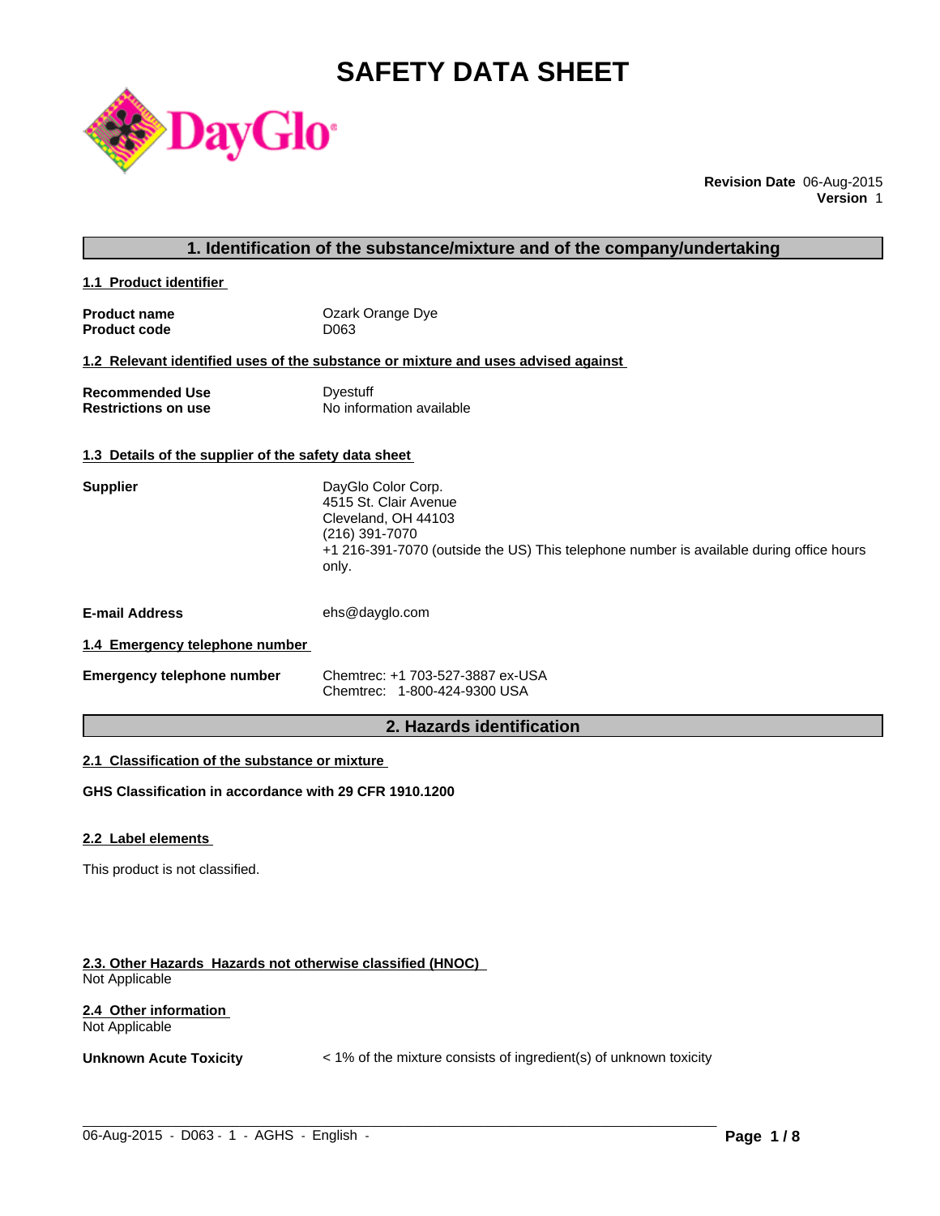# SAFETY DATA SHEET

**Revision Date** 06-Aug-2015
**Version** 1

## 1. Identification of the substance/mixture and of the company/undertaking

### 1.1 Product identifier

| | |
|---|---|
| **Product name** | Ozark Orange Dye |
| **Product code** | D063 |

### 1.2 Relevant identified uses of the substance or mixture and uses advised against

| | |
|---|---|
| **Recommended Use** | Dyestuff |
| **Restrictions on use** | No information available |

### 1.3 Details of the supplier of the safety data sheet

**Supplier**

DayGlo Color Corp.
4515 St. Clair Avenue
Cleveland, OH 44103
(216) 391-7070
+1 216-391-7070 (outside the US) This telephone number is available during office hours only.

**E-mail Address** ehs@dayglo.com

### 1.4 Emergency telephone number

**Emergency telephone number**

Chemtrec: +1 703-527-3887 ex-USA
Chemtrec: 1-800-424-9300 USA

## 2. Hazards identification

### 2.1 Classification of the substance or mixture

**GHS Classification in accordance with 29 CFR 1910.1200**

### 2.2 Label elements

This product is not classified.

### 2.3. Other Hazards Hazards not otherwise classified (HNOC)

Not Applicable

### 2.4 Other information

Not Applicable

**Unknown Acute Toxicity** < 1% of the mixture consists of ingredient(s) of unknown toxicity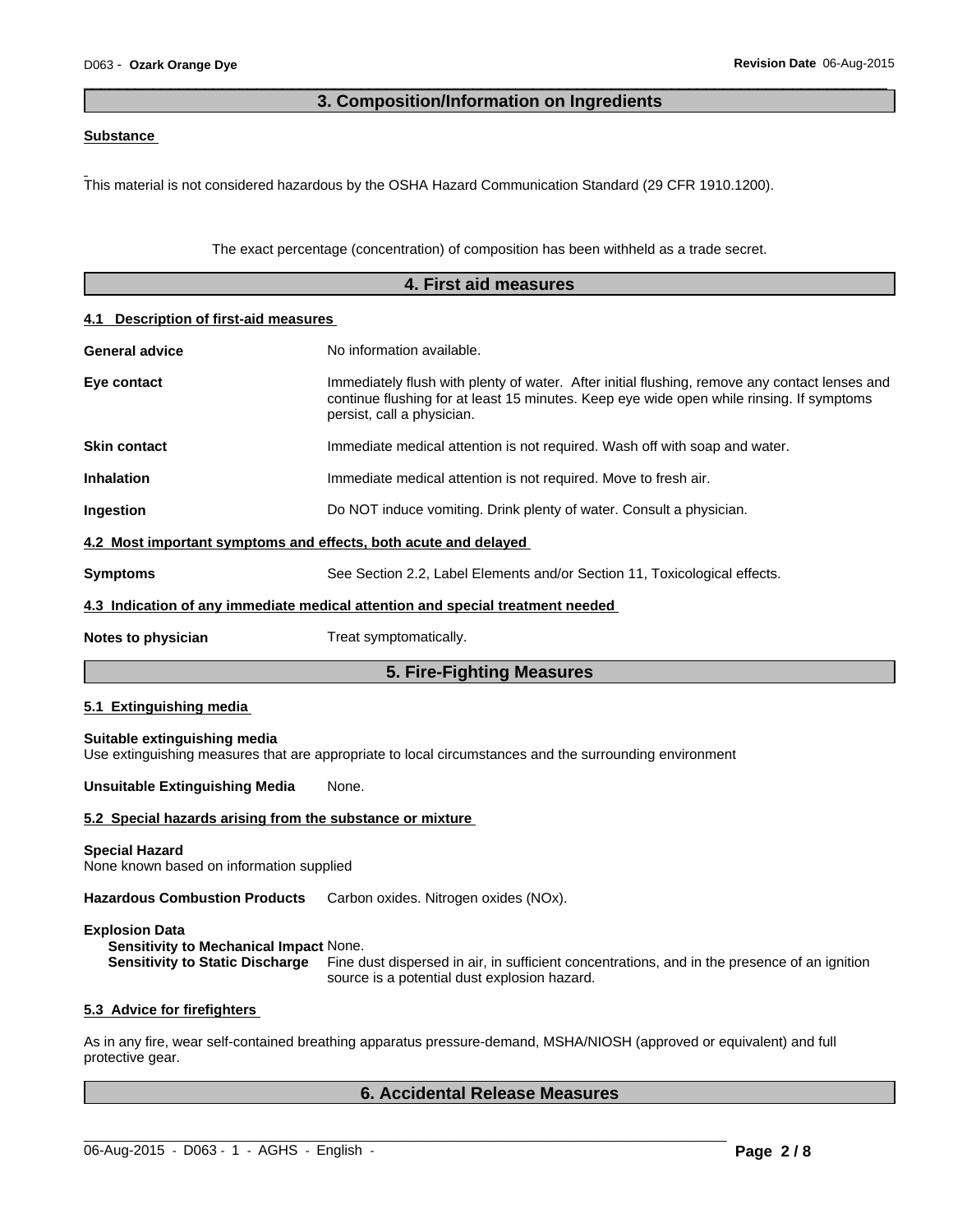## 3. Composition/Information on Ingredients

**Substance**

This material is not considered hazardous by the OSHA Hazard Communication Standard (29 CFR 1910.1200).

The exact percentage (concentration) of composition has been withheld as a trade secret.

## 4. First aid measures

### 4.1 Description of first-aid measures

**General advice** No information available.

**Eye contact** Immediately flush with plenty of water. After initial flushing, remove any contact lenses and continue flushing for at least 15 minutes. Keep eye wide open while rinsing. If symptoms persist, call a physician.

**Skin contact** Immediate medical attention is not required. Wash off with soap and water.

**Inhalation** Immediate medical attention is not required. Move to fresh air.

**Ingestion** Do NOT induce vomiting. Drink plenty of water. Consult a physician.

### 4.2 Most important symptoms and effects, both acute and delayed

**Symptoms** See Section 2.2, Label Elements and/or Section 11, Toxicological effects.

### 4.3 Indication of any immediate medical attention and special treatment needed

**Notes to physician** Treat symptomatically.

## 5. Fire-Fighting Measures

### 5.1 Extinguishing media

**Suitable extinguishing media**
Use extinguishing measures that are appropriate to local circumstances and the surrounding environment

**Unsuitable Extinguishing Media** None.

### 5.2 Special hazards arising from the substance or mixture

**Special Hazard**
None known based on information supplied

**Hazardous Combustion Products** Carbon oxides. Nitrogen oxides (NOx).

**Explosion Data**
**Sensitivity to Mechanical Impact** None.
**Sensitivity to Static Discharge** Fine dust dispersed in air, in sufficient concentrations, and in the presence of an ignition source is a potential dust explosion hazard.

### 5.3 Advice for firefighters

As in any fire, wear self-contained breathing apparatus pressure-demand, MSHA/NIOSH (approved or equivalent) and full protective gear.

## 6. Accidental Release Measures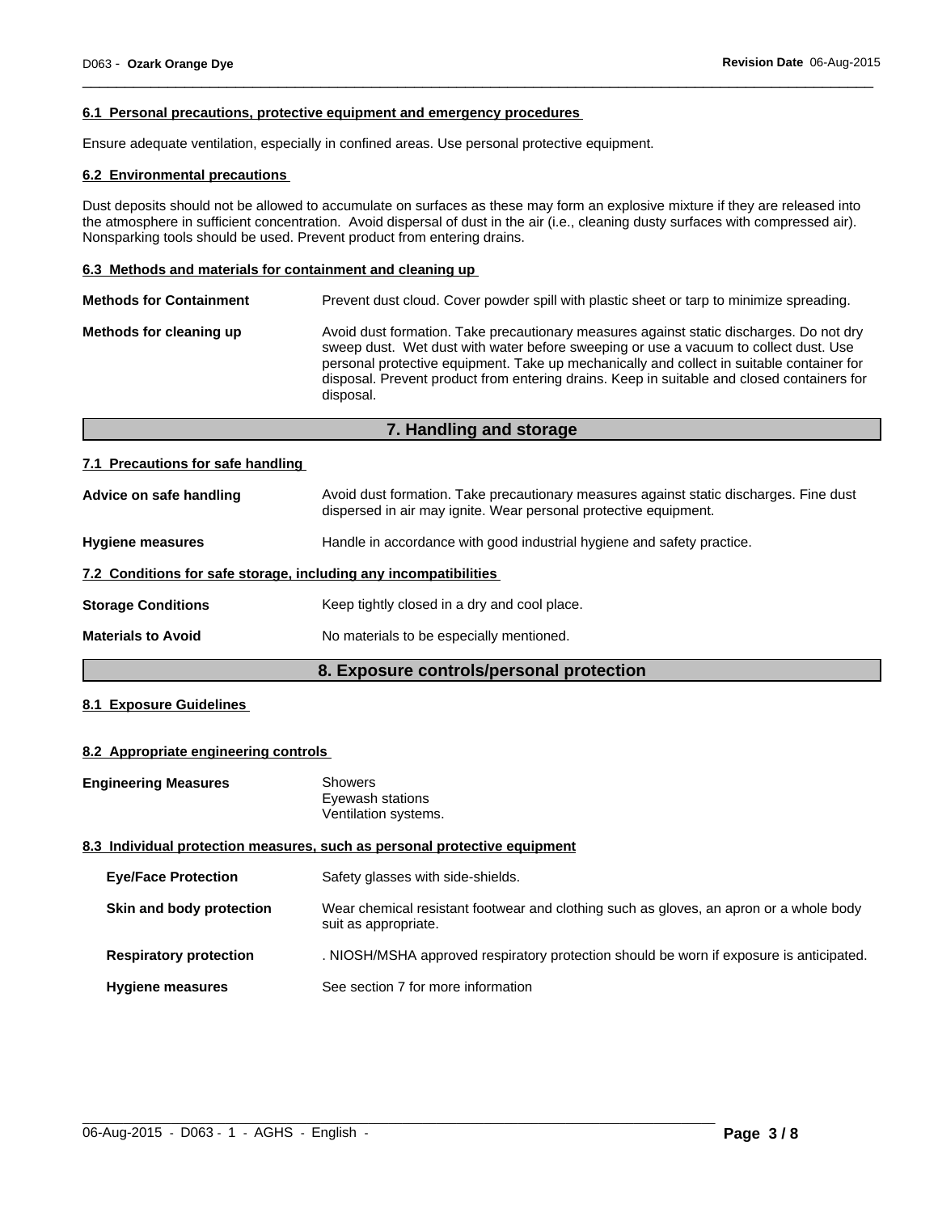#### 6.1 Personal precautions, protective equipment and emergency procedures

Ensure adequate ventilation, especially in confined areas. Use personal protective equipment.

#### 6.2 Environmental precautions

Dust deposits should not be allowed to accumulate on surfaces as these may form an explosive mixture if they are released into the atmosphere in sufficient concentration. Avoid dispersal of dust in the air (i.e., cleaning dusty surfaces with compressed air). Nonsparking tools should be used. Prevent product from entering drains.

#### 6.3 Methods and materials for containment and cleaning up

**Methods for Containment** Prevent dust cloud. Cover powder spill with plastic sheet or tarp to minimize spreading.

**Methods for cleaning up** Avoid dust formation. Take precautionary measures against static discharges. Do not dry sweep dust. Wet dust with water before sweeping or use a vacuum to collect dust. Use personal protective equipment. Take up mechanically and collect in suitable container for disposal. Prevent product from entering drains. Keep in suitable and closed containers for disposal.

## 7. Handling and storage

#### 7.1 Precautions for safe handling

**Advice on safe handling** Avoid dust formation. Take precautionary measures against static discharges. Fine dust dispersed in air may ignite. Wear personal protective equipment.

**Hygiene measures** Handle in accordance with good industrial hygiene and safety practice.

#### 7.2 Conditions for safe storage, including any incompatibilities

**Storage Conditions** Keep tightly closed in a dry and cool place.

**Materials to Avoid** No materials to be especially mentioned.

## 8. Exposure controls/personal protection

#### 8.1 Exposure Guidelines

#### 8.2 Appropriate engineering controls

**Engineering Measures** Showers
Eyewash stations
Ventilation systems.

#### 8.3 Individual protection measures, such as personal protective equipment

**Eye/Face Protection** Safety glasses with side-shields.

**Skin and body protection** Wear chemical resistant footwear and clothing such as gloves, an apron or a whole body suit as appropriate.

**Respiratory protection** . NIOSH/MSHA approved respiratory protection should be worn if exposure is anticipated.

**Hygiene measures** See section 7 for more information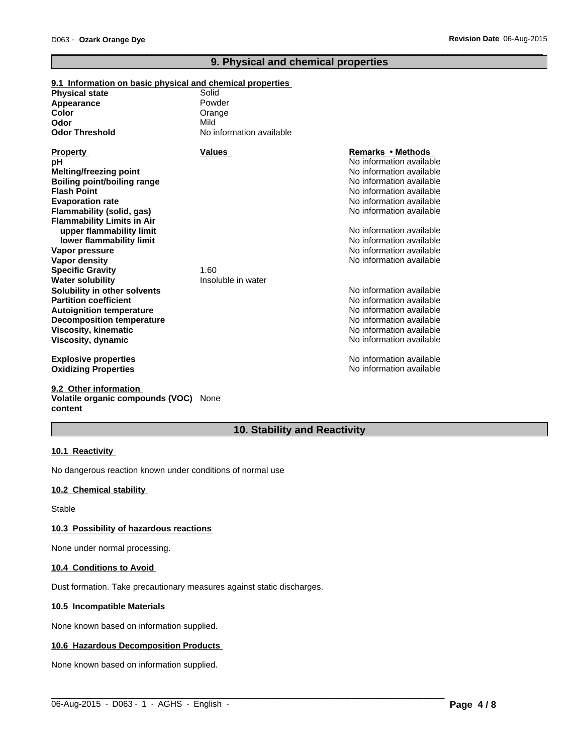## 9. Physical and chemical properties

### 9.1 Information on basic physical and chemical properties

**Physical state** Solid
**Appearance** Powder
**Color** Orange
**Odor** Mild
**Odor Threshold** No information available

| Property | Values | Remarks • Methods |
|---|---|---|
| **pH** | | No information available |
| **Melting/freezing point** | | No information available |
| **Boiling point/boiling range** | | No information available |
| **Flash Point** | | No information available |
| **Evaporation rate** | | No information available |
| **Flammability (solid, gas)** | | No information available |
| **Flammability Limits in Air** | | |
| **upper flammability limit** | | No information available |
| **lower flammability limit** | | No information available |
| **Vapor pressure** | | No information available |
| **Vapor density** | | No information available |
| **Specific Gravity** | 1.60 | |
| **Water solubility** | Insoluble in water | |
| **Solubility in other solvents** | | No information available |
| **Partition coefficient** | | No information available |
| **Autoignition temperature** | | No information available |
| **Decomposition temperature** | | No information available |
| **Viscosity, kinematic** | | No information available |
| **Viscosity, dynamic** | | No information available |
| **Explosive properties** | | No information available |
| **Oxidizing Properties** | | No information available |

### 9.2 Other information

**Volatile organic compounds (VOC) content** None

## 10. Stability and Reactivity

### 10.1 Reactivity

No dangerous reaction known under conditions of normal use

### 10.2 Chemical stability

Stable

### 10.3 Possibility of hazardous reactions

None under normal processing.

### 10.4 Conditions to Avoid

Dust formation. Take precautionary measures against static discharges.

### 10.5 Incompatible Materials

None known based on information supplied.

### 10.6 Hazardous Decomposition Products

None known based on information supplied.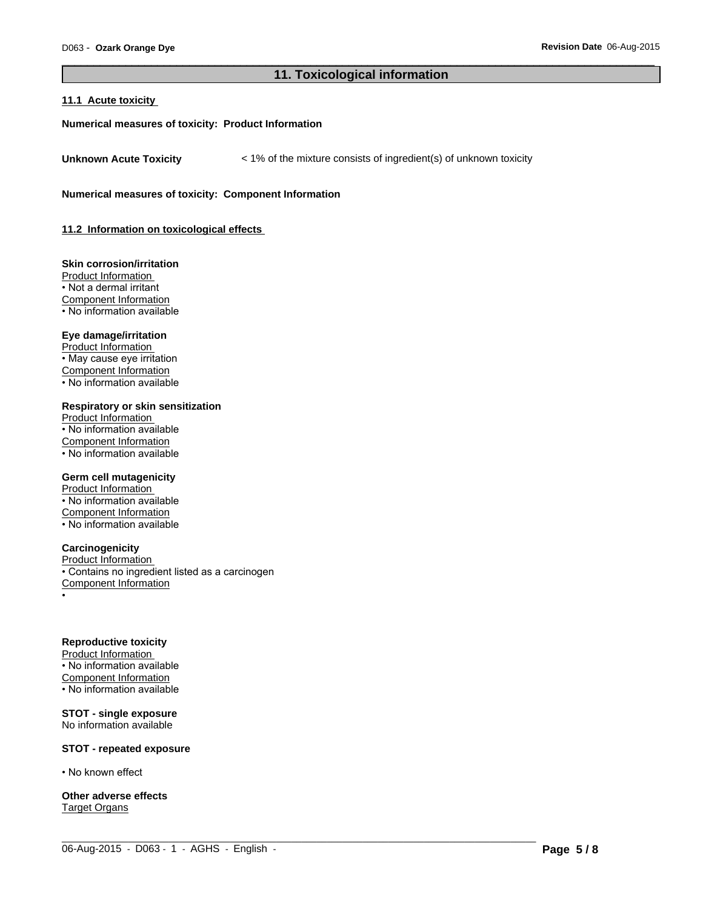## 11. Toxicological information

### 11.1 Acute toxicity

**Numerical measures of toxicity: Product Information**

**Unknown Acute Toxicity** < 1% of the mixture consists of ingredient(s) of unknown toxicity

**Numerical measures of toxicity: Component Information**

### 11.2 Information on toxicological effects

**Skin corrosion/irritation**

Product Information
- Not a dermal irritant

Component Information
- No information available

**Eye damage/irritation**

Product Information
- May cause eye irritation

Component Information
- No information available

**Respiratory or skin sensitization**

Product Information
- No information available

Component Information
- No information available

**Germ cell mutagenicity**

Product Information
- No information available

Component Information
- No information available

**Carcinogenicity**

Product Information
- Contains no ingredient listed as a carcinogen

Component Information
-

**Reproductive toxicity**

Product Information
- No information available

Component Information
- No information available

**STOT - single exposure**

No information available

**STOT - repeated exposure**

- No known effect

**Other adverse effects**

Target Organs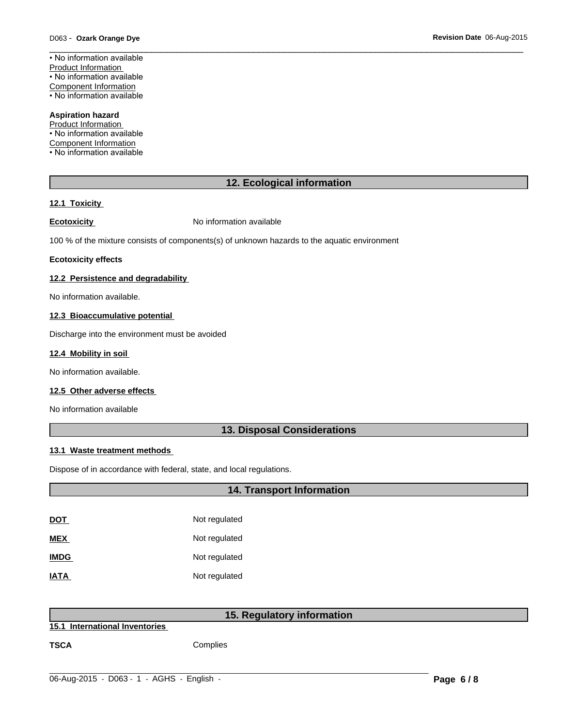• No information available
Product Information
• No information available
Component Information
• No information available

**Aspiration hazard**
Product Information
• No information available
Component Information
• No information available

## 12. Ecological information

### 12.1 Toxicity

**Ecotoxicity** No information available

100 % of the mixture consists of components(s) of unknown hazards to the aquatic environment

**Ecotoxicity effects**

### 12.2 Persistence and degradability

No information available.

### 12.3 Bioaccumulative potential

Discharge into the environment must be avoided

### 12.4 Mobility in soil

No information available.

### 12.5 Other adverse effects

No information available

## 13. Disposal Considerations

### 13.1 Waste treatment methods

Dispose of in accordance with federal, state, and local regulations.

## 14. Transport Information

| | |
|---|---|
| **DOT** | Not regulated |
| **MEX** | Not regulated |
| **IMDG** | Not regulated |
| **IATA** | Not regulated |

## 15. Regulatory information

### 15.1 International Inventories

**TSCA** Complies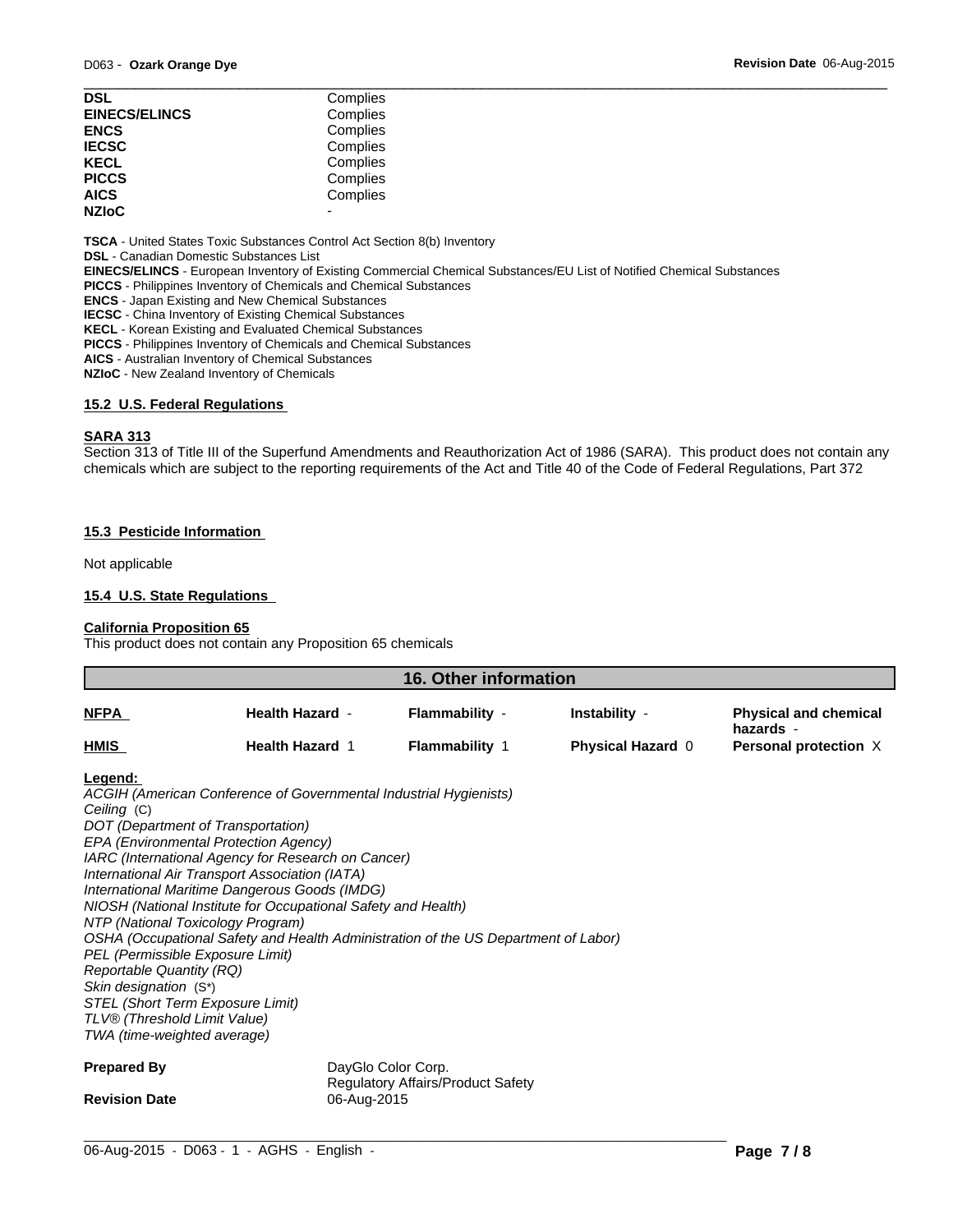| | |
|---|---|
| **DSL** | Complies |
| **EINECS/ELINCS** | Complies |
| **ENCS** | Complies |
| **IECSC** | Complies |
| **KECL** | Complies |
| **PICCS** | Complies |
| **AICS** | Complies |
| **NZIoC** | - |

**TSCA** - United States Toxic Substances Control Act Section 8(b) Inventory
**DSL** - Canadian Domestic Substances List
**EINECS/ELINCS** - European Inventory of Existing Commercial Chemical Substances/EU List of Notified Chemical Substances
**PICCS** - Philippines Inventory of Chemicals and Chemical Substances
**ENCS** - Japan Existing and New Chemical Substances
**IECSC** - China Inventory of Existing Chemical Substances
**KECL** - Korean Existing and Evaluated Chemical Substances
**PICCS** - Philippines Inventory of Chemicals and Chemical Substances
**AICS** - Australian Inventory of Chemical Substances
**NZIoC** - New Zealand Inventory of Chemicals

### 15.2 U.S. Federal Regulations

**SARA 313**
Section 313 of Title III of the Superfund Amendments and Reauthorization Act of 1986 (SARA). This product does not contain any chemicals which are subject to the reporting requirements of the Act and Title 40 of the Code of Federal Regulations, Part 372

### 15.3 Pesticide Information

Not applicable

### 15.4 U.S. State Regulations

**California Proposition 65**
This product does not contain any Proposition 65 chemicals

## 16. Other information

| | | | | |
|---|---|---|---|---|
| **NFPA** | **Health Hazard** - | **Flammability** - | **Instability** - | **Physical and chemical hazards** - |
| **HMIS** | **Health Hazard** 1 | **Flammability** 1 | **Physical Hazard** 0 | **Personal protection** X |

**Legend:**
*ACGIH (American Conference of Governmental Industrial Hygienists)*
*Ceiling* (C)
*DOT (Department of Transportation)*
*EPA (Environmental Protection Agency)*
*IARC (International Agency for Research on Cancer)*
*International Air Transport Association (IATA)*
*International Maritime Dangerous Goods (IMDG)*
*NIOSH (National Institute for Occupational Safety and Health)*
*NTP (National Toxicology Program)*
*OSHA (Occupational Safety and Health Administration of the US Department of Labor)*
*PEL (Permissible Exposure Limit)*
*Reportable Quantity (RQ)*
*Skin designation* (S*)
*STEL (Short Term Exposure Limit)*
*TLV® (Threshold Limit Value)*
*TWA (time-weighted average)*

**Prepared By** DayGlo Color Corp.
Regulatory Affairs/Product Safety

**Revision Date** 06-Aug-2015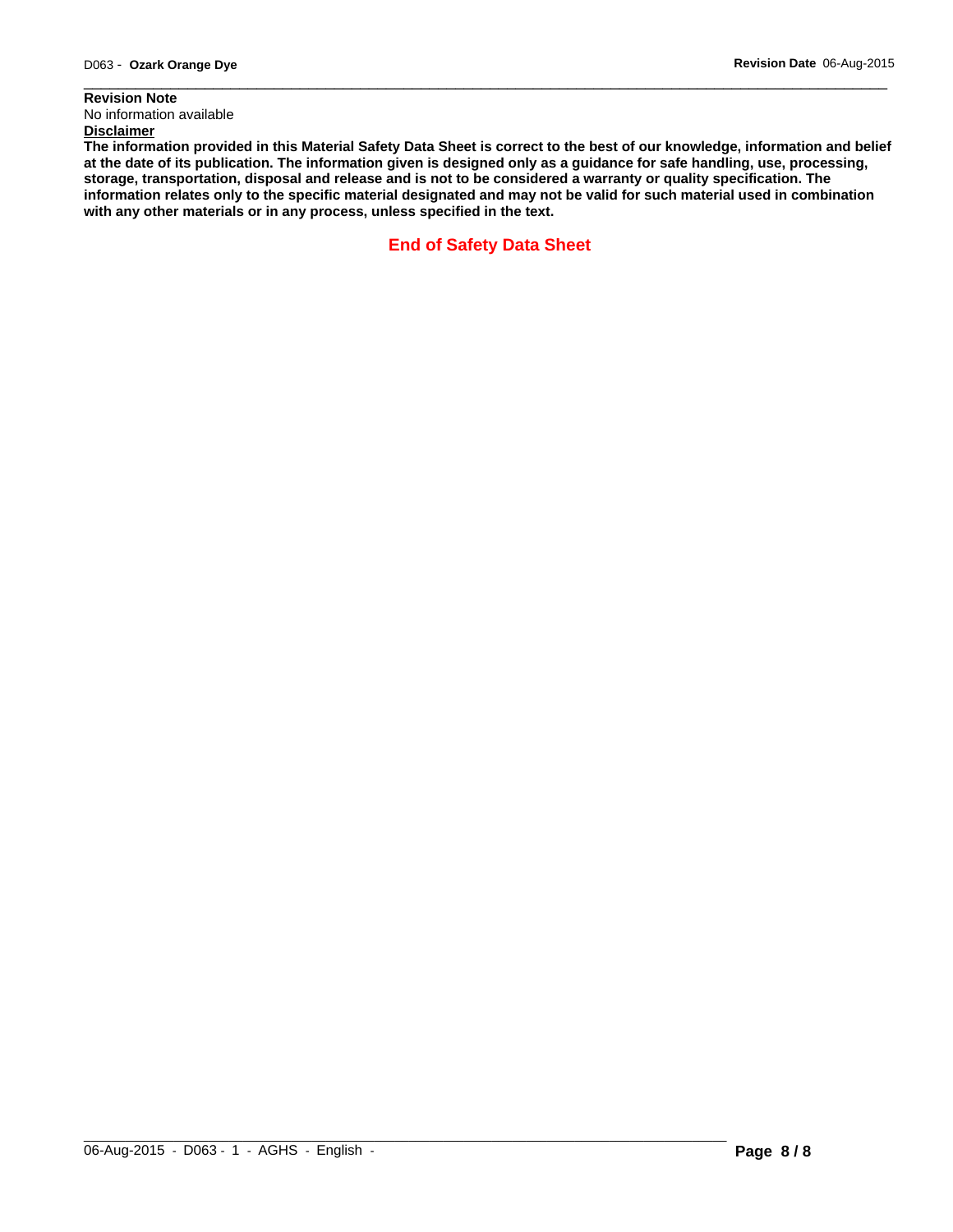**Revision Note**

No information available

**Disclaimer**

**The information provided in this Material Safety Data Sheet is correct to the best of our knowledge, information and belief at the date of its publication. The information given is designed only as a guidance for safe handling, use, processing, storage, transportation, disposal and release and is not to be considered a warranty or quality specification. The information relates only to the specific material designated and may not be valid for such material used in combination with any other materials or in any process, unless specified in the text.**

**End of Safety Data Sheet**